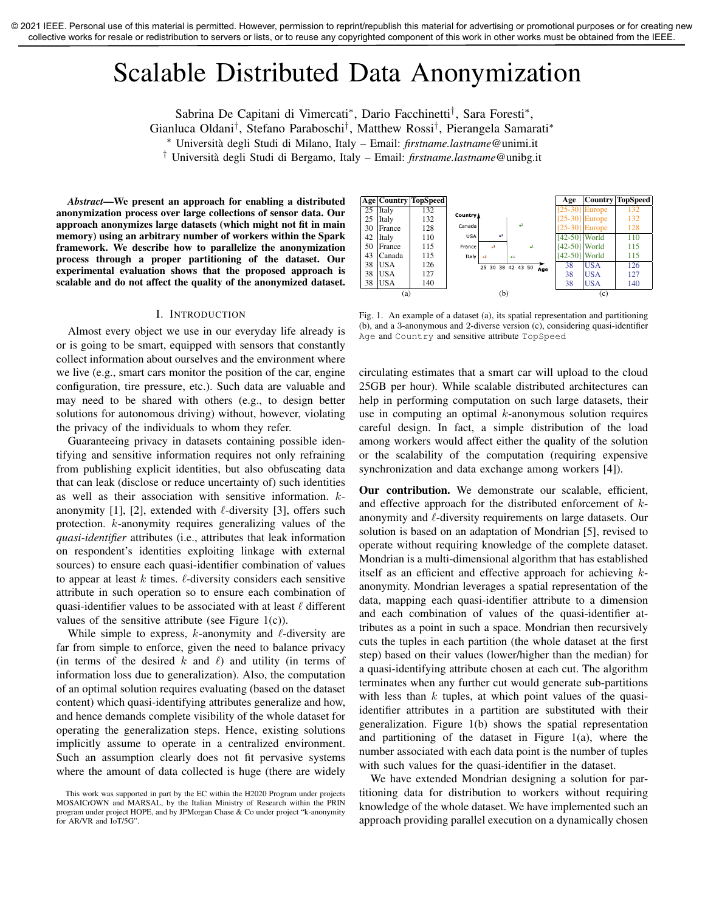© 2021 IEEE. Personal use of this material is permitted. However, permission to reprint/republish this material for advertising or promotional purposes or for creating new collective works for resale or redistribution to servers or lists, or to reuse any copyrighted component of this work in other works must be obtained from the IEEE.

# Scalable Distributed Data Anonymization

Sabrina De Capitani di Vimercati*, Dario Facchinetti†, Sara Foresti*, Gianluca Oldani†, Stefano Paraboschi†, Matthew Rossi†, Pierangela Samarati*

* Università degli Studi di Milano, Italy – Email: *firstname.lastname*@unimi.it

† Università degli Studi di Bergamo, Italy – Email: *firstname.lastname*@unibg.it

***Abstract*—We present an approach for enabling a distributed anonymization process over large collections of sensor data. Our approach anonymizes large datasets (which might not fit in main memory) using an arbitrary number of workers within the Spark framework. We describe how to parallelize the anonymization process through a proper partitioning of the dataset. Our experimental evaluation shows that the proposed approach is scalable and do not affect the quality of the anonymized dataset.**

| Age | Country | TopSpeed |
|---|---|---|
| 25 | Italy | 132 |
| 25 | Italy | 132 |
| 30 | France | 128 |
| 42 | Italy | 110 |
| 50 | France | 115 |
| 43 | Canada | 115 |
| 38 | USA | 126 |
| 38 | USA | 127 |
| 38 | USA | 140 |

(a)

(b)

| Age | Country | TopSpeed |
|---|---|---|
| [25-30] | Europe | 132 |
| [25-30] | Europe | 132 |
| [25-30] | Europe | 128 |
| [42-50] | World | 110 |
| [42-50] | World | 115 |
| [42-50] | World | 115 |
| 38 | USA | 126 |
| 38 | USA | 127 |
| 38 | USA | 140 |

(c)

Fig. 1. An example of a dataset (a), its spatial representation and partitioning (b), and a 3-anonymous and 2-diverse version (c), considering quasi-identifier `Age` and `Country` and sensitive attribute `TopSpeed`

## I. Introduction

Almost every object we use in our everyday life already is or is going to be smart, equipped with sensors that constantly collect information about ourselves and the environment where we live (e.g., smart cars monitor the position of the car, engine configuration, tire pressure, etc.). Such data are valuable and may need to be shared with others (e.g., to design better solutions for autonomous driving) without, however, violating the privacy of the individuals to whom they refer.

Guaranteeing privacy in datasets containing possible identifying and sensitive information requires not only refraining from publishing explicit identities, but also obfuscating data that can leak (disclose or reduce uncertainty of) such identities as well as their association with sensitive information. $k$-anonymity [1], [2], extended with $\ell$-diversity [3], offers such protection. $k$-anonymity requires generalizing values of the *quasi-identifier* attributes (i.e., attributes that leak information on respondent's identities exploiting linkage with external sources) to ensure each quasi-identifier combination of values to appear at least $k$ times. $\ell$-diversity considers each sensitive attribute in such operation so to ensure each combination of quasi-identifier values to be associated with at least $\ell$ different values of the sensitive attribute (see Figure 1(c)).

While simple to express, $k$-anonymity and $\ell$-diversity are far from simple to enforce, given the need to balance privacy (in terms of the desired $k$ and $\ell$) and utility (in terms of information loss due to generalization). Also, the computation of an optimal solution requires evaluating (based on the dataset content) which quasi-identifying attributes generalize and how, and hence demands complete visibility of the whole dataset for operating the generalization steps. Hence, existing solutions implicitly assume to operate in a centralized environment. Such an assumption clearly does not fit pervasive systems where the amount of data collected is huge (there are widely circulating estimates that a smart car will upload to the cloud 25GB per hour). While scalable distributed architectures can help in performing computation on such large datasets, their use in computing an optimal $k$-anonymous solution requires careful design. In fact, a simple distribution of the load among workers would affect either the quality of the solution or the scalability of the computation (requiring expensive synchronization and data exchange among workers [4]).

**Our contribution.** We demonstrate our scalable, efficient, and effective approach for the distributed enforcement of $k$-anonymity and $\ell$-diversity requirements on large datasets. Our solution is based on an adaptation of Mondrian [5], revised to operate without requiring knowledge of the complete dataset. Mondrian is a multi-dimensional algorithm that has established itself as an efficient and effective approach for achieving $k$-anonymity. Mondrian leverages a spatial representation of the data, mapping each quasi-identifier attribute to a dimension and each combination of values of the quasi-identifier attributes as a point in such a space. Mondrian then recursively cuts the tuples in each partition (the whole dataset at the first step) based on their values (lower/higher than the median) for a quasi-identifying attribute chosen at each cut. The algorithm terminates when any further cut would generate sub-partitions with less than $k$ tuples, at which point values of the quasi-identifier attributes in a partition are substituted with their generalization. Figure 1(b) shows the spatial representation and partitioning of the dataset in Figure 1(a), where the number associated with each data point is the number of tuples with such values for the quasi-identifier in the dataset.

We have extended Mondrian designing a solution for partitioning data for distribution to workers without requiring knowledge of the whole dataset. We have implemented such an approach providing parallel execution on a dynamically chosen

This work was supported in part by the EC within the H2020 Program under projects MOSAICrOWN and MARSAL, by the Italian Ministry of Research within the PRIN program under project HOPE, and by JPMorgan Chase & Co under project "k-anonymity for AR/VR and IoT/5G".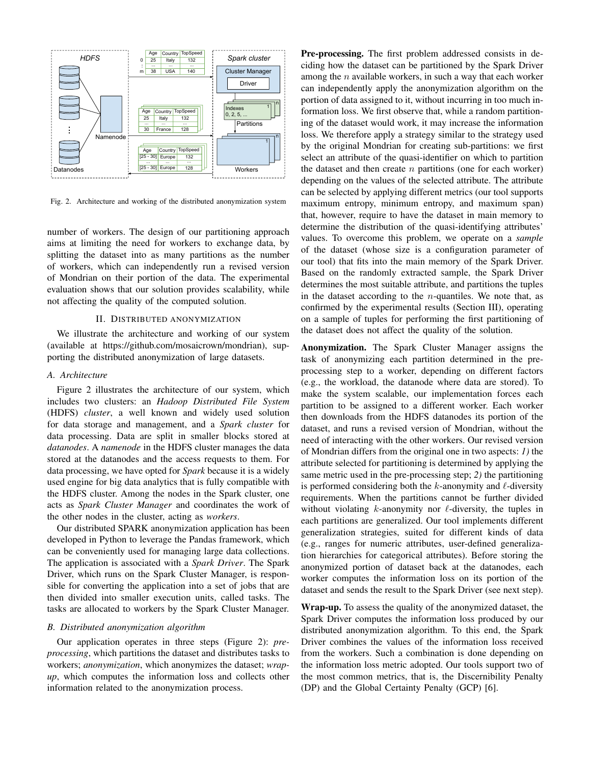Fig. 2. Architecture and working of the distributed anonymization system

number of workers. The design of our partitioning approach aims at limiting the need for workers to exchange data, by splitting the dataset into as many partitions as the number of workers, which can independently run a revised version of Mondrian on their portion of the data. The experimental evaluation shows that our solution provides scalability, while not affecting the quality of the computed solution.

## II. Distributed Anonymization

We illustrate the architecture and working of our system (available at https://github.com/mosaicrown/mondrian), supporting the distributed anonymization of large datasets.

### A. Architecture

Figure 2 illustrates the architecture of our system, which includes two clusters: an *Hadoop Distributed File System* (HDFS) *cluster*, a well known and widely used solution for data storage and management, and a *Spark cluster* for data processing. Data are split in smaller blocks stored at *datanodes*. A *namenode* in the HDFS cluster manages the data stored at the datanodes and the access requests to them. For data processing, we have opted for *Spark* because it is a widely used engine for big data analytics that is fully compatible with the HDFS cluster. Among the nodes in the Spark cluster, one acts as *Spark Cluster Manager* and coordinates the work of the other nodes in the cluster, acting as *workers*.

Our distributed SPARK anonymization application has been developed in Python to leverage the Pandas framework, which can be conveniently used for managing large data collections. The application is associated with a *Spark Driver*. The Spark Driver, which runs on the Spark Cluster Manager, is responsible for converting the application into a set of jobs that are then divided into smaller execution units, called tasks. The tasks are allocated to workers by the Spark Cluster Manager.

### B. Distributed anonymization algorithm

Our application operates in three steps (Figure 2): *pre-processing*, which partitions the dataset and distributes tasks to workers; *anonymization*, which anonymizes the dataset; *wrap-up*, which computes the information loss and collects other information related to the anonymization process.

**Pre-processing.** The first problem addressed consists in deciding how the dataset can be partitioned by the Spark Driver among the $n$ available workers, in such a way that each worker can independently apply the anonymization algorithm on the portion of data assigned to it, without incurring in too much information loss. We first observe that, while a random partitioning of the dataset would work, it may increase the information loss. We therefore apply a strategy similar to the strategy used by the original Mondrian for creating sub-partitions: we first select an attribute of the quasi-identifier on which to partition the dataset and then create $n$ partitions (one for each worker) depending on the values of the selected attribute. The attribute can be selected by applying different metrics (our tool supports maximum entropy, minimum entropy, and maximum span) that, however, require to have the dataset in main memory to determine the distribution of the quasi-identifying attributes' values. To overcome this problem, we operate on a *sample* of the dataset (whose size is a configuration parameter of our tool) that fits into the main memory of the Spark Driver. Based on the randomly extracted sample, the Spark Driver determines the most suitable attribute, and partitions the tuples in the dataset according to the $n$-quantiles. We note that, as confirmed by the experimental results (Section III), operating on a sample of tuples for performing the first partitioning of the dataset does not affect the quality of the solution.

**Anonymization.** The Spark Cluster Manager assigns the task of anonymizing each partition determined in the pre-processing step to a worker, depending on different factors (e.g., the workload, the datanode where data are stored). To make the system scalable, our implementation forces each partition to be assigned to a different worker. Each worker then downloads from the HDFS datanodes its portion of the dataset, and runs a revised version of Mondrian, without the need of interacting with the other workers. Our revised version of Mondrian differs from the original one in two aspects: *1)* the attribute selected for partitioning is determined by applying the same metric used in the pre-processing step; *2)* the partitioning is performed considering both the $k$-anonymity and $\ell$-diversity requirements. When the partitions cannot be further divided without violating $k$-anonymity nor $\ell$-diversity, the tuples in each partitions are generalized. Our tool implements different generalization strategies, suited for different kinds of data (e.g., ranges for numeric attributes, user-defined generalization hierarchies for categorical attributes). Before storing the anonymized portion of dataset back at the datanodes, each worker computes the information loss on its portion of the dataset and sends the result to the Spark Driver (see next step).

**Wrap-up.** To assess the quality of the anonymized dataset, the Spark Driver computes the information loss produced by our distributed anonymization algorithm. To this end, the Spark Driver combines the values of the information loss received from the workers. Such a combination is done depending on the information loss metric adopted. Our tools support two of the most common metrics, that is, the Discernibility Penalty (DP) and the Global Certainty Penalty (GCP) [6].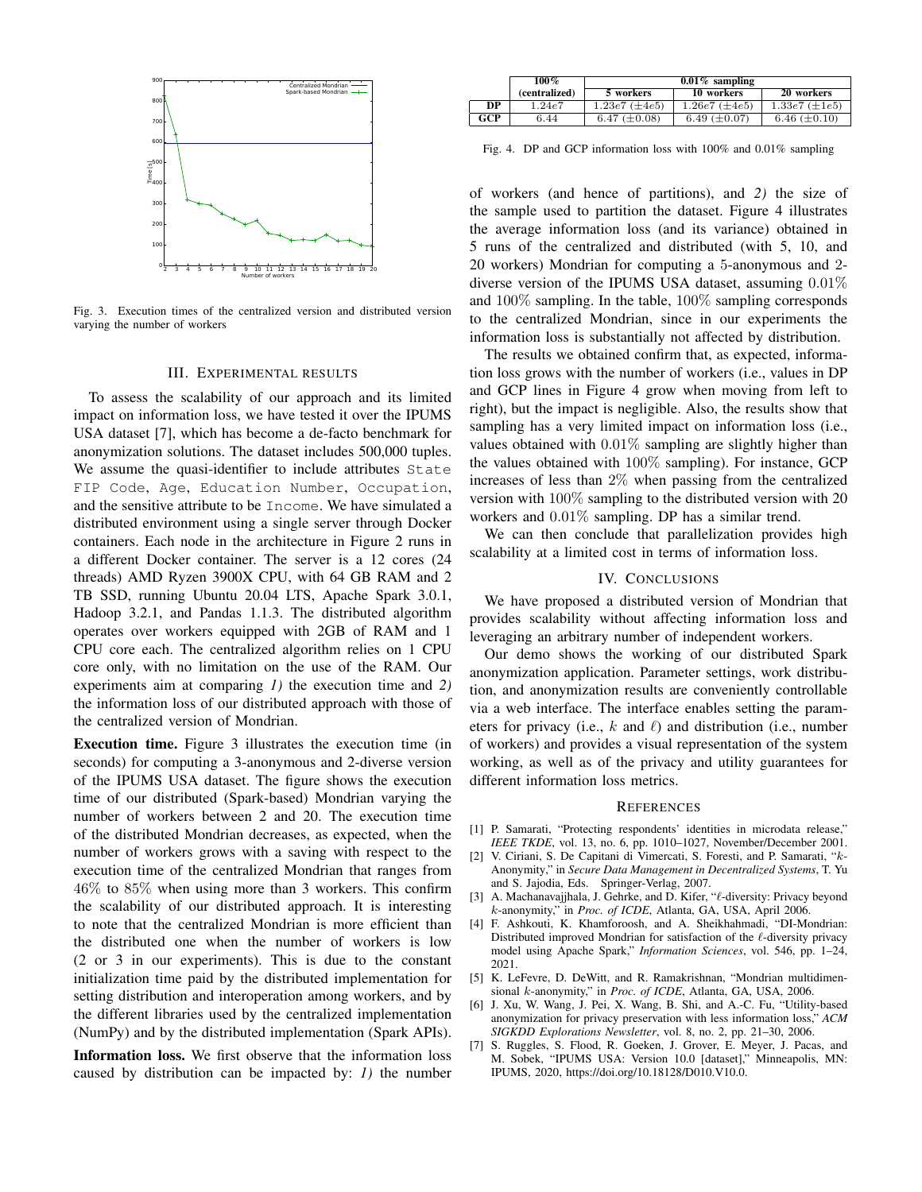900
800
700
600
500
400
300
200
100
0

Time [s]

2 3 4 5 6 7 8 9 10 11 12 13 14 15 16 17 18 19 20

Number of workers

Centralized Mondrian
Spark-based Mondrian

Fig. 3. Execution times of the centralized version and distributed version varying the number of workers

### III. Experimental Results

To assess the scalability of our approach and its limited impact on information loss, we have tested it over the IPUMS USA dataset [7], which has become a de-facto benchmark for anonymization solutions. The dataset includes 500,000 tuples. We assume the quasi-identifier to include attributes `State FIP Code`, `Age`, `Education Number`, `Occupation`, and the sensitive attribute to be `Income`. We have simulated a distributed environment using a single server through Docker containers. Each node in the architecture in Figure 2 runs in a different Docker container. The server is a 12 cores (24 threads) AMD Ryzen 3900X CPU, with 64 GB RAM and 2 TB SSD, running Ubuntu 20.04 LTS, Apache Spark 3.0.1, Hadoop 3.2.1, and Pandas 1.1.3. The distributed algorithm operates over workers equipped with 2GB of RAM and 1 CPU core each. The centralized algorithm relies on 1 CPU core only, with no limitation on the use of the RAM. Our experiments aim at comparing *1)* the execution time and *2)* the information loss of our distributed approach with those of the centralized version of Mondrian.

**Execution time.** Figure 3 illustrates the execution time (in seconds) for computing a 3-anonymous and 2-diverse version of the IPUMS USA dataset. The figure shows the execution time of our distributed (Spark-based) Mondrian varying the number of workers between 2 and 20. The execution time of the distributed Mondrian decreases, as expected, when the number of workers grows with a saving with respect to the execution time of the centralized Mondrian that ranges from 46% to 85% when using more than 3 workers. This confirm the scalability of our distributed approach. It is interesting to note that the centralized Mondrian is more efficient than the distributed one when the number of workers is low (2 or 3 in our experiments). This is due to the constant initialization time paid by the distributed implementation for setting distribution and interoperation among workers, and by the different libraries used by the centralized implementation (NumPy) and by the distributed implementation (Spark APIs).

**Information loss.** We first observe that the information loss caused by distribution can be impacted by: *1)* the number of workers (and hence of partitions), and *2)* the size of the sample used to partition the dataset. Figure 4 illustrates the average information loss (and its variance) obtained in 5 runs of the centralized and distributed (with 5, 10, and 20 workers) Mondrian for computing a 5-anonymous and 2-diverse version of the IPUMS USA dataset, assuming 0.01% and 100% sampling. In the table, 100% sampling corresponds to the centralized Mondrian, since in our experiments the information loss is substantially not affected by distribution.

| | 100% | 0.01% sampling | | |
|---|---|---|---|---|
| | (centralized) | 5 workers | 10 workers | 20 workers |
| **DP** | $1.24e7$ | $1.23e7$ ($\pm 4e5$) | $1.26e7$ ($\pm 4e5$) | $1.33e7$ ($\pm 1e5$) |
| **GCP** | $6.44$ | $6.47$ ($\pm 0.08$) | $6.49$ ($\pm 0.07$) | $6.46$ ($\pm 0.10$) |

Fig. 4. DP and GCP information loss with 100% and 0.01% sampling

The results we obtained confirm that, as expected, information loss grows with the number of workers (i.e., values in DP and GCP lines in Figure 4 grow when moving from left to right), but the impact is negligible. Also, the results show that sampling has a very limited impact on information loss (i.e., values obtained with 0.01% sampling are slightly higher than the values obtained with 100% sampling). For instance, GCP increases of less than 2% when passing from the centralized version with 100% sampling to the distributed version with 20 workers and 0.01% sampling. DP has a similar trend.

We can then conclude that parallelization provides high scalability at a limited cost in terms of information loss.

### IV. Conclusions

We have proposed a distributed version of Mondrian that provides scalability without affecting information loss and leveraging an arbitrary number of independent workers.

Our demo shows the working of our distributed Spark anonymization application. Parameter settings, work distribution, and anonymization results are conveniently controllable via a web interface. The interface enables setting the parameters for privacy (i.e., $k$ and $\ell$) and distribution (i.e., number of workers) and provides a visual representation of the system working, as well as of the privacy and utility guarantees for different information loss metrics.

### References

[1] P. Samarati, "Protecting respondents' identities in microdata release," *IEEE TKDE*, vol. 13, no. 6, pp. 1010–1027, November/December 2001.

[2] V. Ciriani, S. De Capitani di Vimercati, S. Foresti, and P. Samarati, "$k$-Anonymity," in *Secure Data Management in Decentralized Systems*, T. Yu and S. Jajodia, Eds. Springer-Verlag, 2007.

[3] A. Machanavajjhala, J. Gehrke, and D. Kifer, "$\ell$-diversity: Privacy beyond $k$-anonymity," in *Proc. of ICDE*, Atlanta, GA, USA, April 2006.

[4] F. Ashkouti, K. Khamforoosh, and A. Sheikhahmadi, "DI-Mondrian: Distributed improved Mondrian for satisfaction of the $\ell$-diversity privacy model using Apache Spark," *Information Sciences*, vol. 546, pp. 1–24, 2021.

[5] K. LeFevre, D. DeWitt, and R. Ramakrishnan, "Mondrian multidimensional $k$-anonymity," in *Proc. of ICDE*, Atlanta, GA, USA, 2006.

[6] J. Xu, W. Wang, J. Pei, X. Wang, B. Shi, and A.-C. Fu, "Utility-based anonymization for privacy preservation with less information loss," *ACM SIGKDD Explorations Newsletter*, vol. 8, no. 2, pp. 21–30, 2006.

[7] S. Ruggles, S. Flood, R. Goeken, J. Grover, E. Meyer, J. Pacas, and M. Sobek, "IPUMS USA: Version 10.0 [dataset]," Minneapolis, MN: IPUMS, 2020, https://doi.org/10.18128/D010.V10.0.